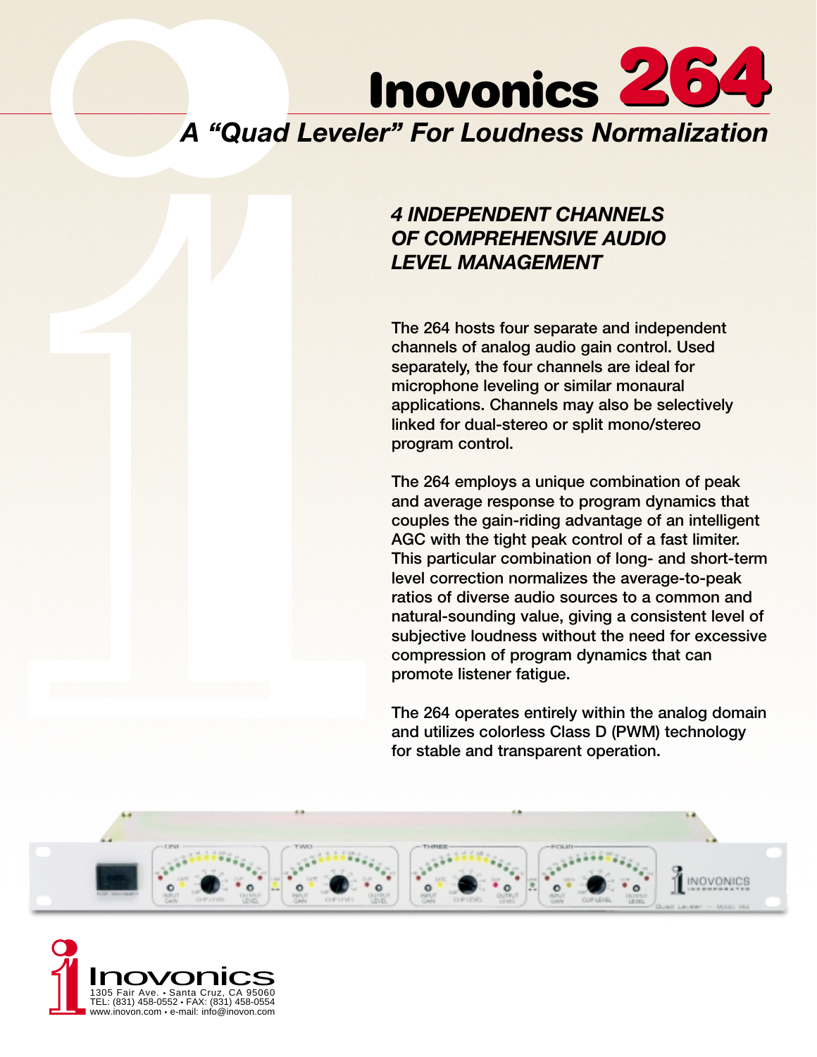# Inovonics 264

## *A "Quad Leveler" For Loudness Normalization*

### *4 INDEPENDENT CHANNELS OF COMPREHENSIVE AUDIO LEVEL MANAGEMENT*

The 264 hosts four separate and independent channels of analog audio gain control. Used separately, the four channels are ideal for microphone leveling or similar monaural applications. Channels may also be selectively linked for dual-stereo or split mono/stereo program control.

The 264 employs a unique combination of peak and average response to program dynamics that couples the gain-riding advantage of an intelligent AGC with the tight peak control of a fast limiter. This particular combination of long- and short-term level correction normalizes the average-to-peak ratios of diverse audio sources to a common and natural-sounding value, giving a consistent level of subjective loudness without the need for excessive compression of program dynamics that can promote listener fatigue.

The 264 operates entirely within the analog domain and utilizes colorless Class D (PWM) technology for stable and transparent operation.

Inovonics
1305 Fair Ave. • Santa Cruz, CA 95060
TEL: (831) 458-0552 • FAX: (831) 458-0554
www.inovon.com • e-mail: info@inovon.com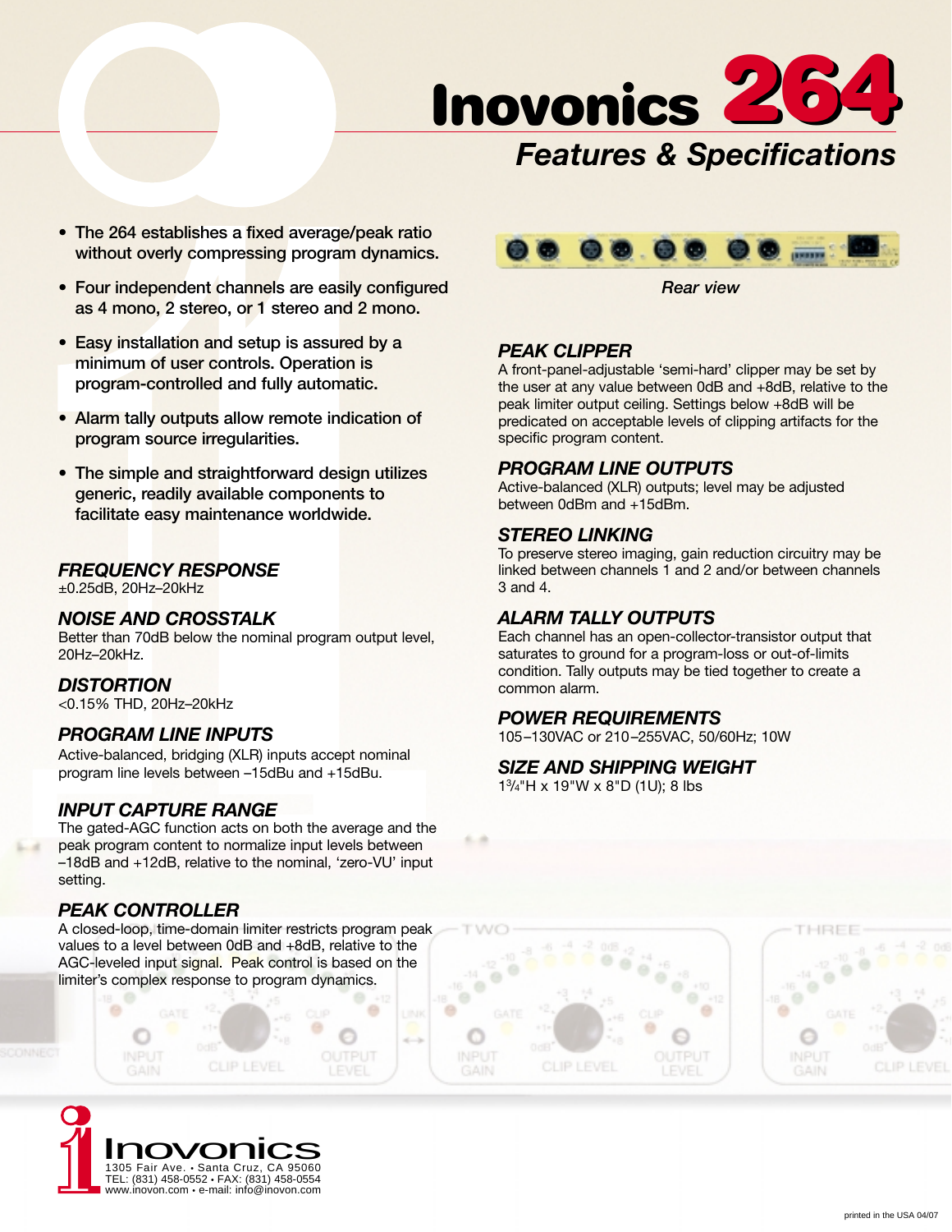# Inovonics 264

## Features & Specifications

- The 264 establishes a fixed average/peak ratio without overly compressing program dynamics.
- Four independent channels are easily configured as 4 mono, 2 stereo, or 1 stereo and 2 mono.
- Easy installation and setup is assured by a minimum of user controls. Operation is program-controlled and fully automatic.
- Alarm tally outputs allow remote indication of program source irregularities.
- The simple and straightforward design utilizes generic, readily available components to facilitate easy maintenance worldwide.

### FREQUENCY RESPONSE

±0.25dB, 20Hz–20kHz

### NOISE AND CROSSTALK

Better than 70dB below the nominal program output level, 20Hz–20kHz.

### DISTORTION

<0.15% THD, 20Hz–20kHz

### PROGRAM LINE INPUTS

Active-balanced, bridging (XLR) inputs accept nominal program line levels between –15dBu and +15dBu.

### INPUT CAPTURE RANGE

The gated-AGC function acts on both the average and the peak program content to normalize input levels between –18dB and +12dB, relative to the nominal, 'zero-VU' input setting.

### PEAK CONTROLLER

A closed-loop, time-domain limiter restricts program peak values to a level between 0dB and +8dB, relative to the AGC-leveled input signal. Peak control is based on the limiter's complex response to program dynamics.

*Rear view*

### PEAK CLIPPER

A front-panel-adjustable 'semi-hard' clipper may be set by the user at any value between 0dB and +8dB, relative to the peak limiter output ceiling. Settings below +8dB will be predicated on acceptable levels of clipping artifacts for the specific program content.

### PROGRAM LINE OUTPUTS

Active-balanced (XLR) outputs; level may be adjusted between 0dBm and +15dBm.

### STEREO LINKING

To preserve stereo imaging, gain reduction circuitry may be linked between channels 1 and 2 and/or between channels 3 and 4.

### ALARM TALLY OUTPUTS

Each channel has an open-collector-transistor output that saturates to ground for a program-loss or out-of-limits condition. Tally outputs may be tied together to create a common alarm.

### POWER REQUIREMENTS

105–130VAC or 210–255VAC, 50/60Hz; 10W

### SIZE AND SHIPPING WEIGHT

1¾"H x 19"W x 8"D (1U); 8 lbs

Inovonics
1305 Fair Ave. • Santa Cruz, CA 95060
TEL: (831) 458-0552 • FAX: (831) 458-0554
www.inovon.com • e-mail: info@inovon.com

printed in the USA 04/07